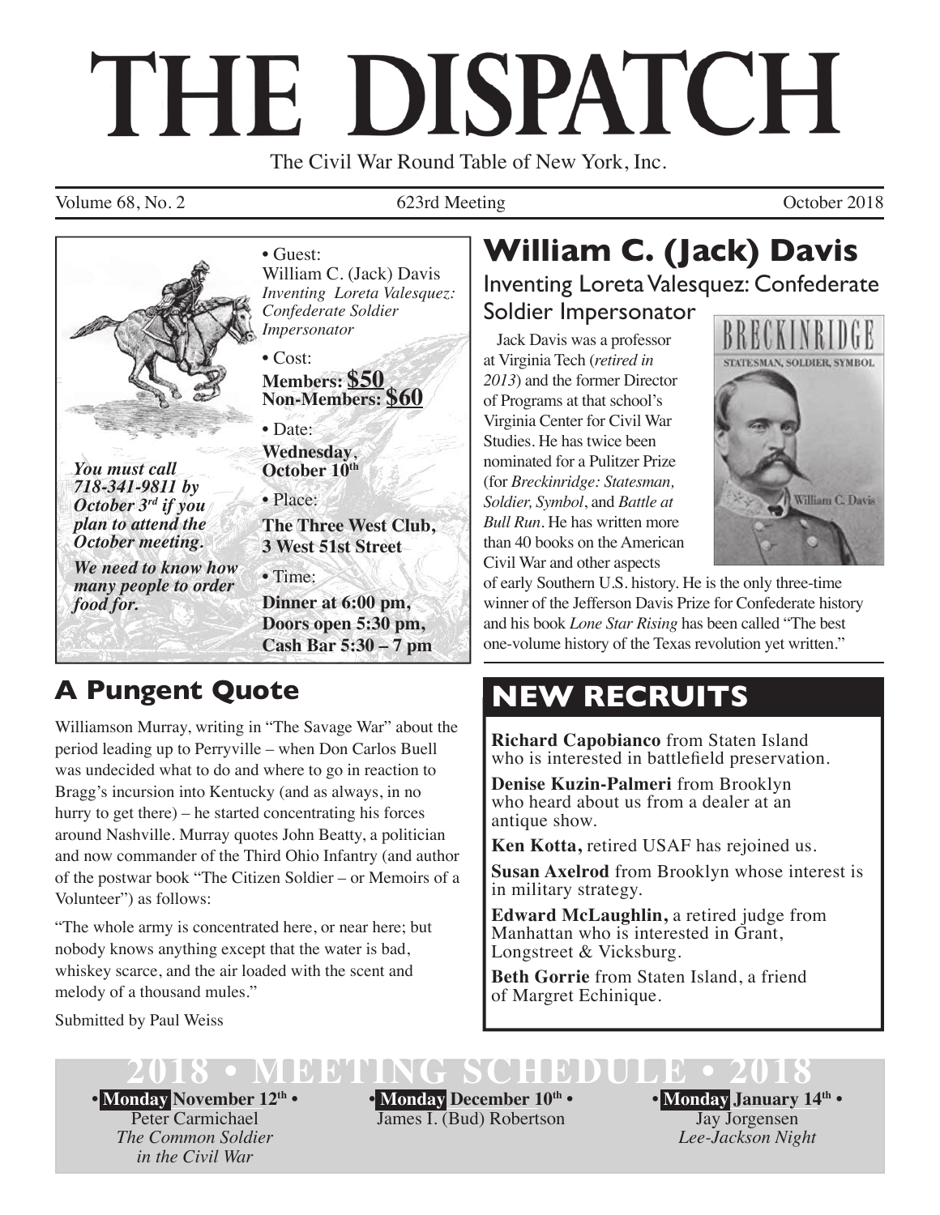# THE DISPATCH

The Civil War Round Table of New York, Inc.

Volume 68, No. 2 — 623rd Meeting — October 2018

- Guest:
  William C. (Jack) Davis
  *Inventing Loreta Valesquez: Confederate Soldier Impersonator*
- Cost:
  **Members: $50**
  **Non-Members: $60**
- Date:
  **Wednesday, October 10th**
- Place:
  **The Three West Club, 3 West 51st Street**
- Time:
  **Dinner at 6:00 pm, Doors open 5:30 pm, Cash Bar 5:30 – 7 pm**

***You must call 718-341-9811 by October 3rd if you plan to attend the October meeting.***

***We need to know how many people to order food for.***

## William C. (Jack) Davis

### Inventing Loreta Valesquez: Confederate Soldier Impersonator

Jack Davis was a professor at Virginia Tech (*retired in 2013*) and the former Director of Programs at that school's Virginia Center for Civil War Studies. He has twice been nominated for a Pulitzer Prize (for *Breckinridge: Statesman, Soldier, Symbol*, and *Battle at Bull Run*. He has written more than 40 books on the American Civil War and other aspects of early Southern U.S. history. He is the only three-time winner of the Jefferson Davis Prize for Confederate history and his book *Lone Star Rising* has been called "The best one-volume history of the Texas revolution yet written."

## A Pungent Quote

Williamson Murray, writing in "The Savage War" about the period leading up to Perryville – when Don Carlos Buell was undecided what to do and where to go in reaction to Bragg's incursion into Kentucky (and as always, in no hurry to get there) – he started concentrating his forces around Nashville. Murray quotes John Beatty, a politician and now commander of the Third Ohio Infantry (and author of the postwar book "The Citizen Soldier – or Memoirs of a Volunteer") as follows:

"The whole army is concentrated here, or near here; but nobody knows anything except that the water is bad, whiskey scarce, and the air loaded with the scent and melody of a thousand mules."

Submitted by Paul Weiss

## NEW RECRUITS

**Richard Capobianco** from Staten Island who is interested in battlefield preservation.

**Denise Kuzin-Palmeri** from Brooklyn who heard about us from a dealer at an antique show.

**Ken Kotta,** retired USAF has rejoined us.

**Susan Axelrod** from Brooklyn whose interest is in military strategy.

**Edward McLaughlin,** a retired judge from Manhattan who is interested in Grant, Longstreet & Vicksburg.

**Beth Gorrie** from Staten Island, a friend of Margret Echinique.

## 2018 • MEETING SCHEDULE • 2018

- **Monday November 12th** • Peter Carmichael — *The Common Soldier in the Civil War*
- **Monday December 10th** • James I. (Bud) Robertson
- **Monday January 14th** • Jay Jorgensen — *Lee-Jackson Night*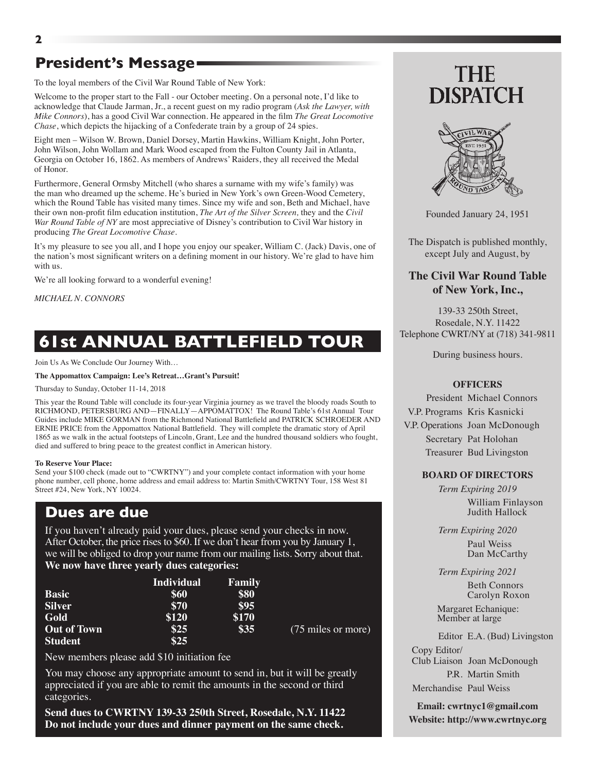## President's Message

To the loyal members of the Civil War Round Table of New York:

Welcome to the proper start to the Fall - our October meeting. On a personal note, I'd like to acknowledge that Claude Jarman, Jr., a recent guest on my radio program (*Ask the Lawyer, with Mike Connors*), has a good Civil War connection. He appeared in the film *The Great Locomotive Chase*, which depicts the hijacking of a Confederate train by a group of 24 spies.

Eight men – Wilson W. Brown, Daniel Dorsey, Martin Hawkins, William Knight, John Porter, John Wilson, John Wollam and Mark Wood escaped from the Fulton County Jail in Atlanta, Georgia on October 16, 1862. As members of Andrews' Raiders, they all received the Medal of Honor.

Furthermore, General Ormsby Mitchell (who shares a surname with my wife's family) was the man who dreamed up the scheme. He's buried in New York's own Green-Wood Cemetery, which the Round Table has visited many times. Since my wife and son, Beth and Michael, have their own non-profit film education institution, *The Art of the Silver Screen,* they and the *Civil War Round Table of NY* are most appreciative of Disney's contribution to Civil War history in producing *The Great Locomotive Chase*.

It's my pleasure to see you all, and I hope you enjoy our speaker, William C. (Jack) Davis, one of the nation's most significant writers on a defining moment in our history. We're glad to have him with us.

We're all looking forward to a wonderful evening!

*MICHAEL N. CONNORS*

## 61st ANNUAL BATTLEFIELD TOUR

Join Us As We Conclude Our Journey With…

**The Appomattox Campaign: Lee's Retreat…Grant's Pursuit!**

Thursday to Sunday, October 11-14, 2018

This year the Round Table will conclude its four-year Virginia journey as we travel the bloody roads South to RICHMOND, PETERSBURG AND—FINALLY—APPOMATTOX! The Round Table's 61st Annual Tour Guides include MIKE GORMAN from the Richmond National Battlefield and PATRICK SCHROEDER AND ERNIE PRICE from the Appomattox National Battlefield. They will complete the dramatic story of April 1865 as we walk in the actual footsteps of Lincoln, Grant, Lee and the hundred thousand soldiers who fought, died and suffered to bring peace to the greatest conflict in American history.

**To Reserve Your Place:**
Send your $100 check (made out to "CWRTNY") and your complete contact information with your home phone number, cell phone, home address and email address to: Martin Smith/CWRTNY Tour, 158 West 81 Street #24, New York, NY 10024.

## Dues are due

If you haven't already paid your dues, please send your checks in now. After October, the price rises to $60. If we don't hear from you by January 1, we will be obliged to drop your name from our mailing lists. Sorry about that.
**We now have three yearly dues categories:**

| | Individual | Family | |
|---|---|---|---|
| **Basic** | **$60** | **$80** | |
| **Silver** | **$70** | **$95** | |
| **Gold** | **$120** | **$170** | |
| **Out of Town** | **$25** | **$35** | (75 miles or more) |
| **Student** | **$25** | | |

New members please add $10 initiation fee

You may choose any appropriate amount to send in, but it will be greatly appreciated if you are able to remit the amounts in the second or third categories.

**Send dues to CWRTNY 139-33 250th Street, Rosedale, N.Y. 11422**
**Do not include your dues and dinner payment on the same check.**

# THE DISPATCH

Founded January 24, 1951

The Dispatch is published monthly, except July and August, by

**The Civil War Round Table of New York, Inc.,**

139-33 250th Street,
Rosedale, N.Y. 11422
Telephone CWRT/NY at (718) 341-9811

During business hours.

**OFFICERS**

President Michael Connors
V.P. Programs Kris Kasnicki
V.P. Operations Joan McDonough
Secretary Pat Holohan
Treasurer Bud Livingston

**BOARD OF DIRECTORS**

*Term Expiring 2019*
William Finlayson
Judith Hallock

*Term Expiring 2020*
Paul Weiss
Dan McCarthy

*Term Expiring 2021*
Beth Connors
Carolyn Roxon

Margaret Echanique:
Member at large

Editor E.A. (Bud) Livingston
Copy Editor/
Club Liaison Joan McDonough
P.R. Martin Smith
Merchandise Paul Weiss

**Email: cwrtnyc1@gmail.com**
**Website: http://www.cwrtnyc.org**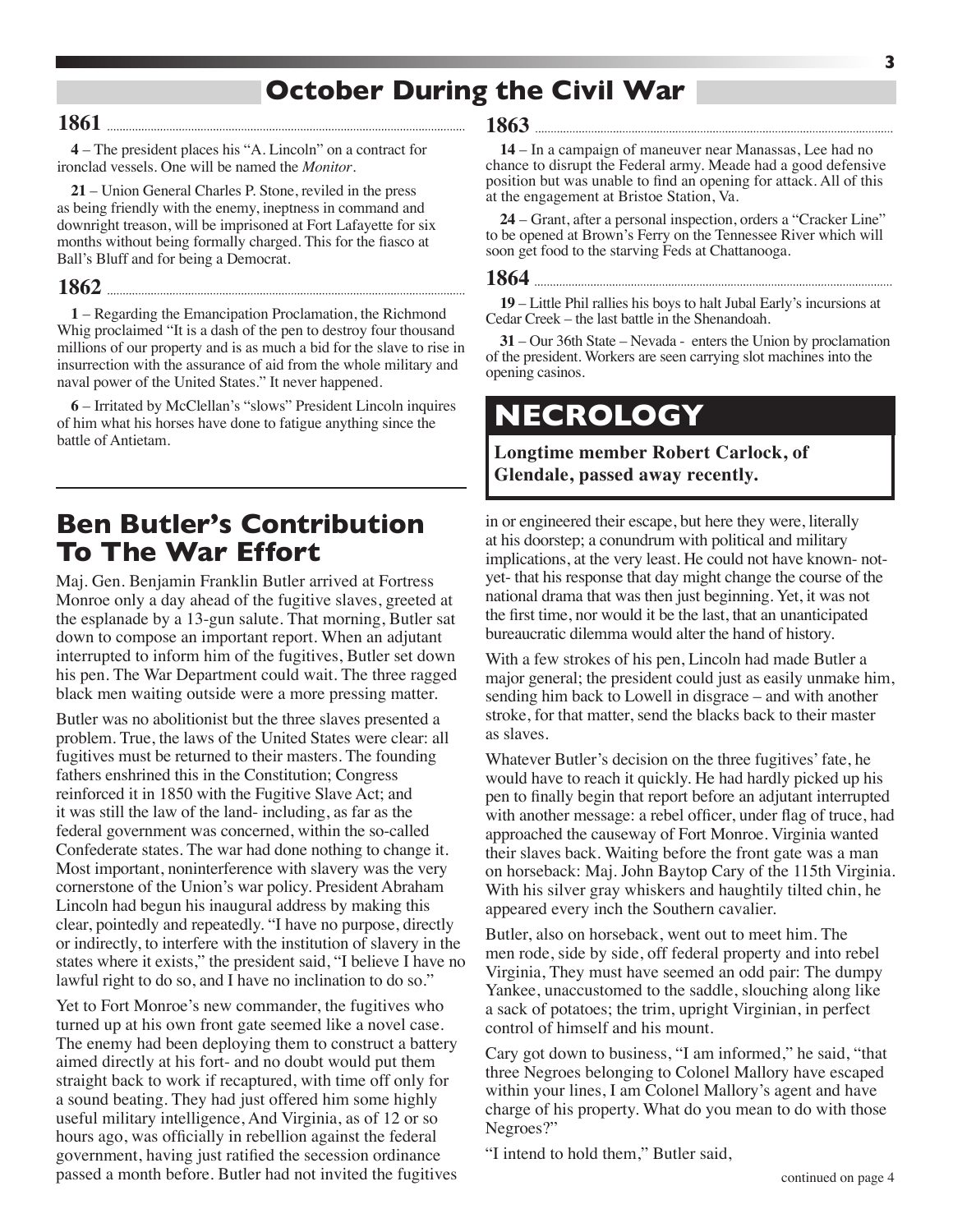# October During the Civil War

### 1861

**4** – The president places his "A. Lincoln" on a contract for ironclad vessels. One will be named the *Monitor*.

**21** – Union General Charles P. Stone, reviled in the press as being friendly with the enemy, ineptness in command and downright treason, will be imprisoned at Fort Lafayette for six months without being formally charged. This for the fiasco at Ball's Bluff and for being a Democrat.

### 1862

**1** – Regarding the Emancipation Proclamation, the Richmond Whig proclaimed "It is a dash of the pen to destroy four thousand millions of our property and is as much a bid for the slave to rise in insurrection with the assurance of aid from the whole military and naval power of the United States." It never happened.

**6** – Irritated by McClellan's "slows" President Lincoln inquires of him what his horses have done to fatigue anything since the battle of Antietam.

### 1863

**14** – In a campaign of maneuver near Manassas, Lee had no chance to disrupt the Federal army. Meade had a good defensive position but was unable to find an opening for attack. All of this at the engagement at Bristoe Station, Va.

**24** – Grant, after a personal inspection, orders a "Cracker Line" to be opened at Brown's Ferry on the Tennessee River which will soon get food to the starving Feds at Chattanooga.

### 1864

**19** – Little Phil rallies his boys to halt Jubal Early's incursions at Cedar Creek – the last battle in the Shenandoah.

**31** – Our 36th State – Nevada - enters the Union by proclamation of the president. Workers are seen carrying slot machines into the opening casinos.

## NECROLOGY

**Longtime member Robert Carlock, of Glendale, passed away recently.**

## Ben Butler's Contribution To The War Effort

Maj. Gen. Benjamin Franklin Butler arrived at Fortress Monroe only a day ahead of the fugitive slaves, greeted at the esplanade by a 13-gun salute. That morning, Butler sat down to compose an important report. When an adjutant interrupted to inform him of the fugitives, Butler set down his pen. The War Department could wait. The three ragged black men waiting outside were a more pressing matter.

Butler was no abolitionist but the three slaves presented a problem. True, the laws of the United States were clear: all fugitives must be returned to their masters. The founding fathers enshrined this in the Constitution; Congress reinforced it in 1850 with the Fugitive Slave Act; and it was still the law of the land- including, as far as the federal government was concerned, within the so-called Confederate states. The war had done nothing to change it. Most important, noninterference with slavery was the very cornerstone of the Union's war policy. President Abraham Lincoln had begun his inaugural address by making this clear, pointedly and repeatedly. "I have no purpose, directly or indirectly, to interfere with the institution of slavery in the states where it exists," the president said, "I believe I have no lawful right to do so, and I have no inclination to do so."

Yet to Fort Monroe's new commander, the fugitives who turned up at his own front gate seemed like a novel case. The enemy had been deploying them to construct a battery aimed directly at his fort- and no doubt would put them straight back to work if recaptured, with time off only for a sound beating. They had just offered him some highly useful military intelligence, And Virginia, as of 12 or so hours ago, was officially in rebellion against the federal government, having just ratified the secession ordinance passed a month before. Butler had not invited the fugitives in or engineered their escape, but here they were, literally at his doorstep; a conundrum with political and military implications, at the very least. He could not have known- not-yet- that his response that day might change the course of the national drama that was then just beginning. Yet, it was not the first time, nor would it be the last, that an unanticipated bureaucratic dilemma would alter the hand of history.

With a few strokes of his pen, Lincoln had made Butler a major general; the president could just as easily unmake him, sending him back to Lowell in disgrace – and with another stroke, for that matter, send the blacks back to their master as slaves.

Whatever Butler's decision on the three fugitives' fate, he would have to reach it quickly. He had hardly picked up his pen to finally begin that report before an adjutant interrupted with another message: a rebel officer, under flag of truce, had approached the causeway of Fort Monroe. Virginia wanted their slaves back. Waiting before the front gate was a man on horseback: Maj. John Baytop Cary of the 115th Virginia. With his silver gray whiskers and haughtily tilted chin, he appeared every inch the Southern cavalier.

Butler, also on horseback, went out to meet him. The men rode, side by side, off federal property and into rebel Virginia, They must have seemed an odd pair: The dumpy Yankee, unaccustomed to the saddle, slouching along like a sack of potatoes; the trim, upright Virginian, in perfect control of himself and his mount.

Cary got down to business, "I am informed," he said, "that three Negroes belonging to Colonel Mallory have escaped within your lines, I am Colonel Mallory's agent and have charge of his property. What do you mean to do with those Negroes?"

"I intend to hold them," Butler said,

continued on page 4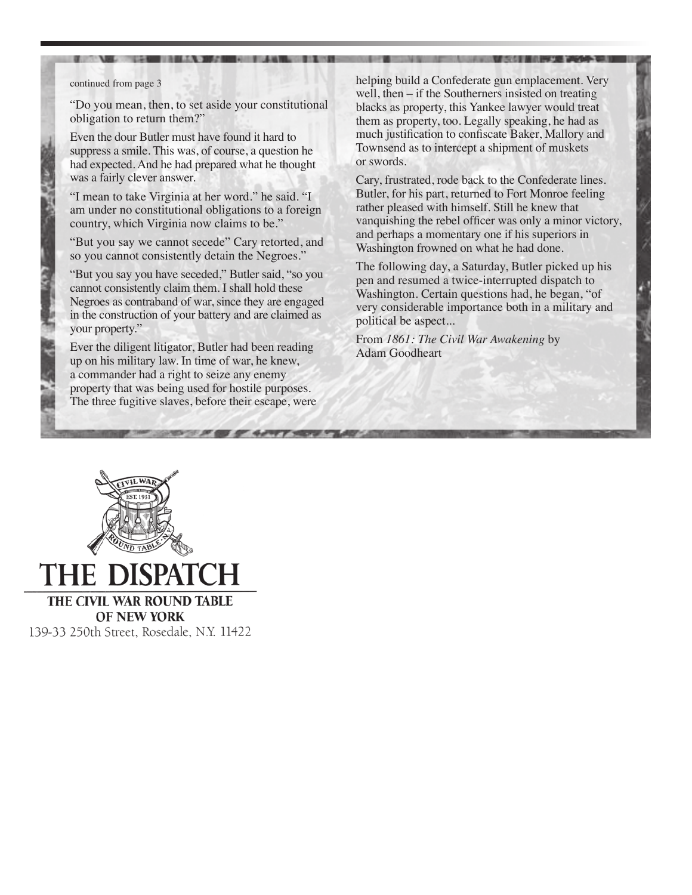continued from page 3

"Do you mean, then, to set aside your constitutional obligation to return them?"

Even the dour Butler must have found it hard to suppress a smile. This was, of course, a question he had expected. And he had prepared what he thought was a fairly clever answer.

"I mean to take Virginia at her word." he said. "I am under no constitutional obligations to a foreign country, which Virginia now claims to be."

"But you say we cannot secede" Cary retorted, and so you cannot consistently detain the Negroes."

"But you say you have seceded," Butler said, "so you cannot consistently claim them. I shall hold these Negroes as contraband of war, since they are engaged in the construction of your battery and are claimed as your property."

Ever the diligent litigator, Butler had been reading up on his military law. In time of war, he knew, a commander had a right to seize any enemy property that was being used for hostile purposes. The three fugitive slaves, before their escape, were helping build a Confederate gun emplacement. Very well, then – if the Southerners insisted on treating blacks as property, this Yankee lawyer would treat them as property, too. Legally speaking, he had as much justification to confiscate Baker, Mallory and Townsend as to intercept a shipment of muskets or swords.

Cary, frustrated, rode back to the Confederate lines. Butler, for his part, returned to Fort Monroe feeling rather pleased with himself. Still he knew that vanquishing the rebel officer was only a minor victory, and perhaps a momentary one if his superiors in Washington frowned on what he had done.

The following day, a Saturday, Butler picked up his pen and resumed a twice-interrupted dispatch to Washington. Certain questions had, he began, "of very considerable importance both in a military and political be aspect...

From *1861: The Civil War Awakening* by Adam Goodheart

# THE DISPATCH

**THE CIVIL WAR ROUND TABLE OF NEW YORK**

139-33 250th Street, Rosedale, N.Y. 11422